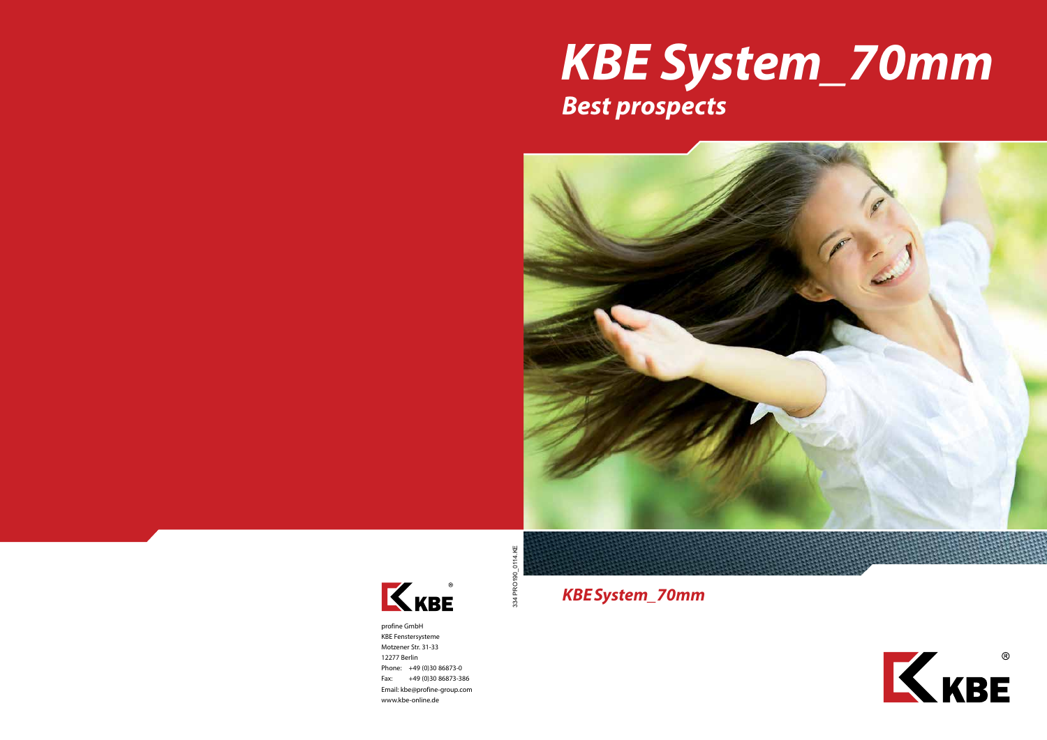# KBE System_70mm

## Best prospects

KBE System_70mm

KBE®

profine GmbH
KBE Fenstersysteme
Motzener Str. 31-33
12277 Berlin
Phone: +49 (0)30 86873-0
Fax: +49 (0)30 86873-386
Email: kbe@profine-group.com
www.kbe-online.de

334 PRO190_0114.KE

KBE®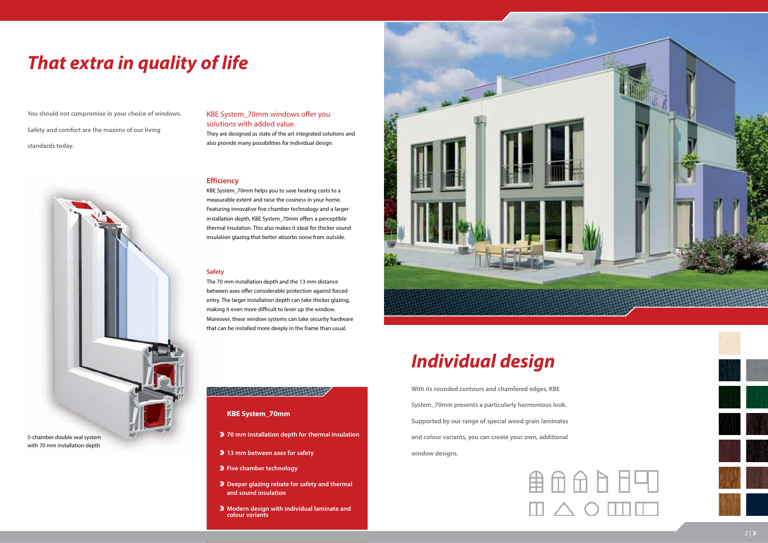# *That extra in quality of life*

**You should not compromise in your choice of windows. Safety and comfort are the maxims of our living standards today.**

KBE System_70mm windows offer you solutions with added value.

They are designed as state of the art integrated solutions and also provide many possibilities for individual design.

### Efficiency

KBE System_70mm helps you to save heating costs to a measurable extent and raise the cosiness in your home. Featuring innovative five chamber technology and a larger installation depth, KBE System_70mm offers a perceptible thermal insulation. This also makes it ideal for thicker sound insulation glazing that better absorbs noise from outside.

### Safety

The 70 mm installation depth and the 13 mm distance between axes offer considerable protection against forced entry. The larger installation depth can take thicker glazing, making it even more difficult to lever up the window. Moreover, these window systems can take security hardware that can be installed more deeply in the frame than usual.

5-chamber double seal system with 70 mm installation depth

**KBE System_70mm**

- **70 mm installation depth for thermal insulation**
- **13 mm between axes for safety**
- **Five chamber technology**
- **Deeper glazing rebate for safety and thermal and sound insulation**
- **Modern design with individual laminate and colour variants**

# *Individual design*

**With its rounded contours and chamfered edges, KBE System_70mm presents a particularly harmonious look. Supported by our range of special wood grain laminates and colour variants, you can create your own, additional window designs.**